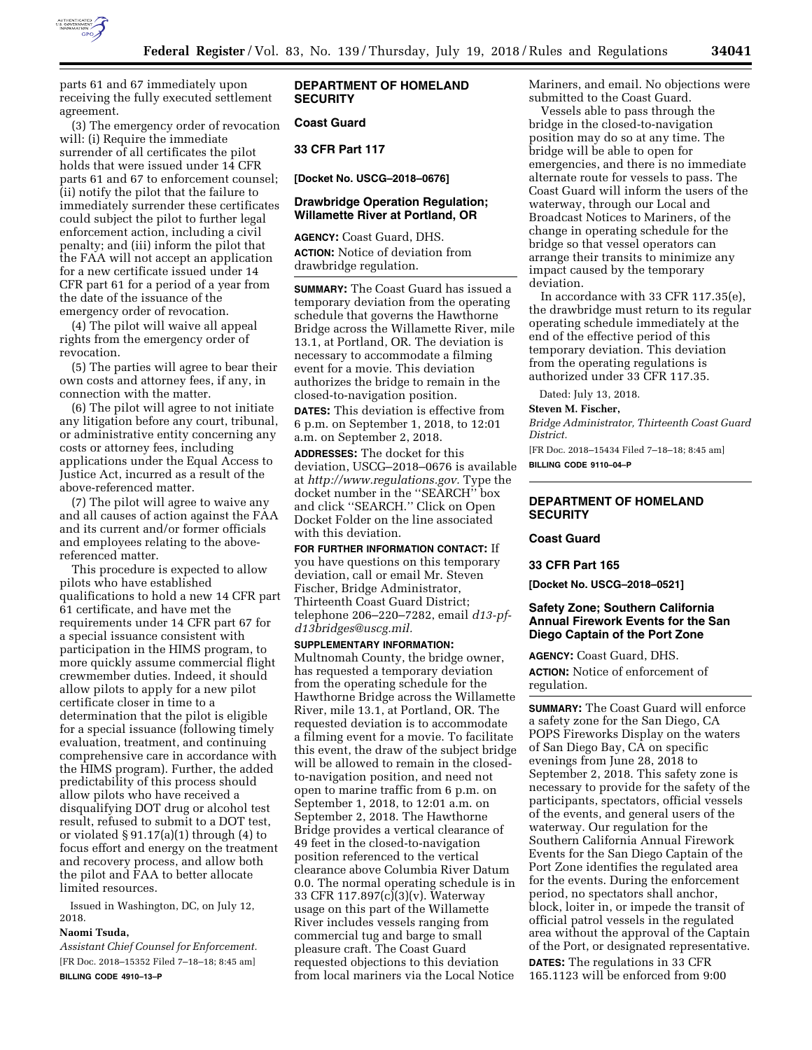parts 61 and 67 immediately upon receiving the fully executed settlement agreement.

(3) The emergency order of revocation will: (i) Require the immediate surrender of all certificates the pilot holds that were issued under 14 CFR parts 61 and 67 to enforcement counsel; (ii) notify the pilot that the failure to immediately surrender these certificates could subject the pilot to further legal enforcement action, including a civil penalty; and (iii) inform the pilot that the FAA will not accept an application for a new certificate issued under 14 CFR part 61 for a period of a year from the date of the issuance of the emergency order of revocation.

(4) The pilot will waive all appeal rights from the emergency order of revocation.

(5) The parties will agree to bear their own costs and attorney fees, if any, in connection with the matter.

(6) The pilot will agree to not initiate any litigation before any court, tribunal, or administrative entity concerning any costs or attorney fees, including applications under the Equal Access to Justice Act, incurred as a result of the above-referenced matter.

(7) The pilot will agree to waive any and all causes of action against the FAA and its current and/or former officials and employees relating to the above-referenced matter.

This procedure is expected to allow pilots who have established qualifications to hold a new 14 CFR part 61 certificate, and have met the requirements under 14 CFR part 67 for a special issuance consistent with participation in the HIMS program, to more quickly assume commercial flight crewmember duties. Indeed, it should allow pilots to apply for a new pilot certificate closer in time to a determination that the pilot is eligible for a special issuance (following timely evaluation, treatment, and continuing comprehensive care in accordance with the HIMS program). Further, the added predictability of this process should allow pilots who have received a disqualifying DOT drug or alcohol test result, refused to submit to a DOT test, or violated § 91.17(a)(1) through (4) to focus effort and energy on the treatment and recovery process, and allow both the pilot and FAA to better allocate limited resources.

Issued in Washington, DC, on July 12, 2018.

**Naomi Tsuda,**

*Assistant Chief Counsel for Enforcement.*

[FR Doc. 2018–15352 Filed 7–18–18; 8:45 am]

**BILLING CODE 4910–13–P**

---

## DEPARTMENT OF HOMELAND SECURITY

### Coast Guard

### 33 CFR Part 117

**[Docket No. USCG–2018–0676]**

### Drawbridge Operation Regulation; Willamette River at Portland, OR

**AGENCY:** Coast Guard, DHS.

**ACTION:** Notice of deviation from drawbridge regulation.

**SUMMARY:** The Coast Guard has issued a temporary deviation from the operating schedule that governs the Hawthorne Bridge across the Willamette River, mile 13.1, at Portland, OR. The deviation is necessary to accommodate a filming event for a movie. This deviation authorizes the bridge to remain in the closed-to-navigation position.

**DATES:** This deviation is effective from 6 p.m. on September 1, 2018, to 12:01 a.m. on September 2, 2018.

**ADDRESSES:** The docket for this deviation, USCG–2018–0676 is available at *http://www.regulations.gov.* Type the docket number in the ''SEARCH'' box and click ''SEARCH.'' Click on Open Docket Folder on the line associated with this deviation.

**FOR FURTHER INFORMATION CONTACT:** If you have questions on this temporary deviation, call or email Mr. Steven Fischer, Bridge Administrator, Thirteenth Coast Guard District; telephone 206–220–7282, email *d13-pf-d13bridges@uscg.mil.*

**SUPPLEMENTARY INFORMATION:** Multnomah County, the bridge owner, has requested a temporary deviation from the operating schedule for the Hawthorne Bridge across the Willamette River, mile 13.1, at Portland, OR. The requested deviation is to accommodate a filming event for a movie. To facilitate this event, the draw of the subject bridge will be allowed to remain in the closed-to-navigation position, and need not open to marine traffic from 6 p.m. on September 1, 2018, to 12:01 a.m. on September 2, 2018. The Hawthorne Bridge provides a vertical clearance of 49 feet in the closed-to-navigation position referenced to the vertical clearance above Columbia River Datum 0.0. The normal operating schedule is in 33 CFR 117.897(c)(3)(v). Waterway usage on this part of the Willamette River includes vessels ranging from commercial tug and barge to small pleasure craft. The Coast Guard requested objections to this deviation from local mariners via the Local Notice Mariners, and email. No objections were submitted to the Coast Guard.

Vessels able to pass through the bridge in the closed-to-navigation position may do so at any time. The bridge will be able to open for emergencies, and there is no immediate alternate route for vessels to pass. The Coast Guard will inform the users of the waterway, through our Local and Broadcast Notices to Mariners, of the change in operating schedule for the bridge so that vessel operators can arrange their transits to minimize any impact caused by the temporary deviation.

In accordance with 33 CFR 117.35(e), the drawbridge must return to its regular operating schedule immediately at the end of the effective period of this temporary deviation. This deviation from the operating regulations is authorized under 33 CFR 117.35.

Dated: July 13, 2018.

**Steven M. Fischer,**

*Bridge Administrator, Thirteenth Coast Guard District.*

[FR Doc. 2018–15434 Filed 7–18–18; 8:45 am]

**BILLING CODE 9110–04–P**

---

## DEPARTMENT OF HOMELAND SECURITY

### Coast Guard

### 33 CFR Part 165

**[Docket No. USCG–2018–0521]**

### Safety Zone; Southern California Annual Firework Events for the San Diego Captain of the Port Zone

**AGENCY:** Coast Guard, DHS.

**ACTION:** Notice of enforcement of regulation.

**SUMMARY:** The Coast Guard will enforce a safety zone for the San Diego, CA POPS Fireworks Display on the waters of San Diego Bay, CA on specific evenings from June 28, 2018 to September 2, 2018. This safety zone is necessary to provide for the safety of the participants, spectators, official vessels of the events, and general users of the waterway. Our regulation for the Southern California Annual Firework Events for the San Diego Captain of the Port Zone identifies the regulated area for the events. During the enforcement period, no spectators shall anchor, block, loiter in, or impede the transit of official patrol vessels in the regulated area without the approval of the Captain of the Port, or designated representative.

**DATES:** The regulations in 33 CFR 165.1123 will be enforced from 9:00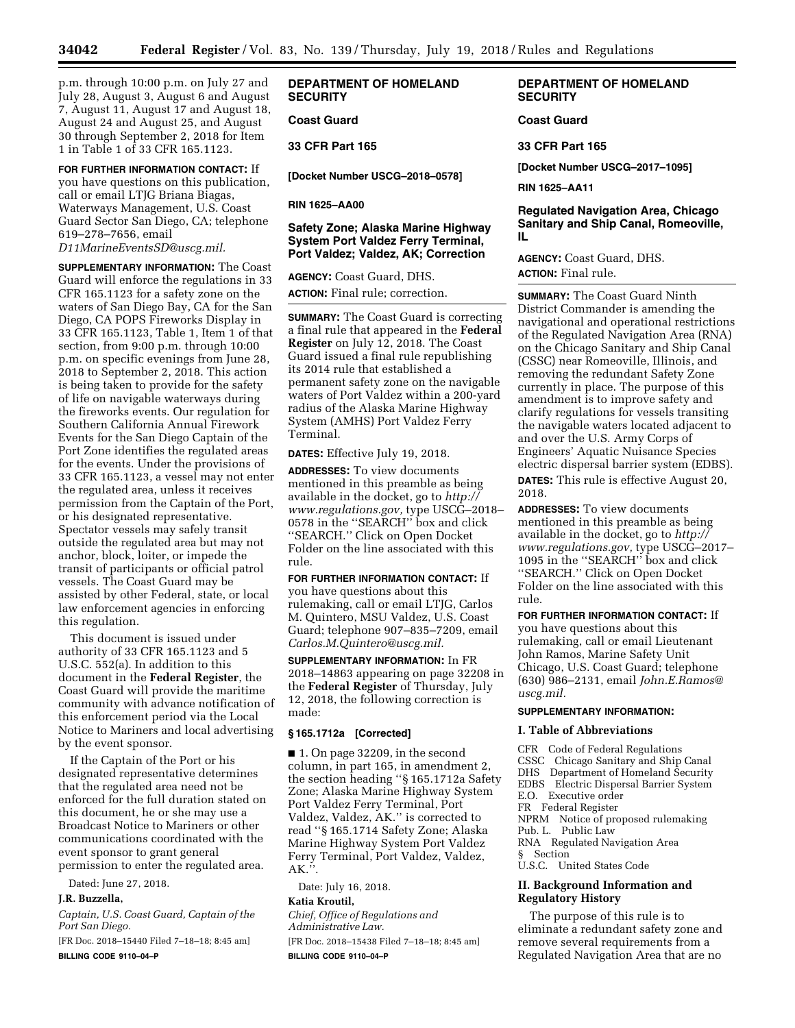p.m. through 10:00 p.m. on July 27 and July 28, August 3, August 6 and August 7, August 11, August 17 and August 18, August 24 and August 25, and August 30 through September 2, 2018 for Item 1 in Table 1 of 33 CFR 165.1123.

**FOR FURTHER INFORMATION CONTACT:** If you have questions on this publication, call or email LTJG Briana Biagas, Waterways Management, U.S. Coast Guard Sector San Diego, CA; telephone 619–278–7656, email *D11MarineEventsSD@uscg.mil.*

**SUPPLEMENTARY INFORMATION:** The Coast Guard will enforce the regulations in 33 CFR 165.1123 for a safety zone on the waters of San Diego Bay, CA for the San Diego, CA POPS Fireworks Display in 33 CFR 165.1123, Table 1, Item 1 of that section, from 9:00 p.m. through 10:00 p.m. on specific evenings from June 28, 2018 to September 2, 2018. This action is being taken to provide for the safety of life on navigable waterways during the fireworks events. Our regulation for Southern California Annual Firework Events for the San Diego Captain of the Port Zone identifies the regulated areas for the events. Under the provisions of 33 CFR 165.1123, a vessel may not enter the regulated area, unless it receives permission from the Captain of the Port, or his designated representative. Spectator vessels may safely transit outside the regulated area but may not anchor, block, loiter, or impede the transit of participants or official patrol vessels. The Coast Guard may be assisted by other Federal, state, or local law enforcement agencies in enforcing this regulation.

This document is issued under authority of 33 CFR 165.1123 and 5 U.S.C. 552(a). In addition to this document in the **Federal Register**, the Coast Guard will provide the maritime community with advance notification of this enforcement period via the Local Notice to Mariners and local advertising by the event sponsor.

If the Captain of the Port or his designated representative determines that the regulated area need not be enforced for the full duration stated on this document, he or she may use a Broadcast Notice to Mariners or other communications coordinated with the event sponsor to grant general permission to enter the regulated area.

Dated: June 27, 2018.

**J.R. Buzzella,**

*Captain, U.S. Coast Guard, Captain of the Port San Diego.*

[FR Doc. 2018–15440 Filed 7–18–18; 8:45 am]

**BILLING CODE 9110–04–P**

---

## DEPARTMENT OF HOMELAND SECURITY

## Coast Guard

## 33 CFR Part 165

**[Docket Number USCG–2018–0578]**

**RIN 1625–AA00**

## Safety Zone; Alaska Marine Highway System Port Valdez Ferry Terminal, Port Valdez; Valdez, AK; Correction

**AGENCY:** Coast Guard, DHS.

**ACTION:** Final rule; correction.

**SUMMARY:** The Coast Guard is correcting a final rule that appeared in the **Federal Register** on July 12, 2018. The Coast Guard issued a final rule republishing its 2014 rule that established a permanent safety zone on the navigable waters of Port Valdez within a 200-yard radius of the Alaska Marine Highway System (AMHS) Port Valdez Ferry Terminal.

**DATES:** Effective July 19, 2018.

**ADDRESSES:** To view documents mentioned in this preamble as being available in the docket, go to *http://www.regulations.gov,* type USCG–2018–0578 in the ''SEARCH'' box and click ''SEARCH.'' Click on Open Docket Folder on the line associated with this rule.

**FOR FURTHER INFORMATION CONTACT:** If you have questions about this rulemaking, call or email LTJG, Carlos M. Quintero, MSU Valdez, U.S. Coast Guard; telephone 907–835–7209, email *Carlos.M.Quintero@uscg.mil.*

**SUPPLEMENTARY INFORMATION:** In FR 2018–14863 appearing on page 32208 in the **Federal Register** of Thursday, July 12, 2018, the following correction is made:

### § 165.1712a [Corrected]

■ 1. On page 32209, in the second column, in part 165, in amendment 2, the section heading ''§ 165.1712a Safety Zone; Alaska Marine Highway System Port Valdez Ferry Terminal, Port Valdez, Valdez, AK.'' is corrected to read ''§ 165.1714 Safety Zone; Alaska Marine Highway System Port Valdez Ferry Terminal, Port Valdez, Valdez, AK.''.

Date: July 16, 2018.

**Katia Kroutil,**

*Chief, Office of Regulations and Administrative Law.*

[FR Doc. 2018–15438 Filed 7–18–18; 8:45 am]

**BILLING CODE 9110–04–P**

---

## DEPARTMENT OF HOMELAND SECURITY

## Coast Guard

## 33 CFR Part 165

**[Docket Number USCG–2017–1095]**

**RIN 1625–AA11**

## Regulated Navigation Area, Chicago Sanitary and Ship Canal, Romeoville, IL

**AGENCY:** Coast Guard, DHS.

**ACTION:** Final rule.

**SUMMARY:** The Coast Guard Ninth District Commander is amending the navigational and operational restrictions of the Regulated Navigation Area (RNA) on the Chicago Sanitary and Ship Canal (CSSC) near Romeoville, Illinois, and removing the redundant Safety Zone currently in place. The purpose of this amendment is to improve safety and clarify regulations for vessels transiting the navigable waters located adjacent to and over the U.S. Army Corps of Engineers' Aquatic Nuisance Species electric dispersal barrier system (EDBS).

**DATES:** This rule is effective August 20, 2018.

**ADDRESSES:** To view documents mentioned in this preamble as being available in the docket, go to *http://www.regulations.gov,* type USCG–2017–1095 in the ''SEARCH'' box and click ''SEARCH.'' Click on Open Docket Folder on the line associated with this rule.

**FOR FURTHER INFORMATION CONTACT:** If you have questions about this rulemaking, call or email Lieutenant John Ramos, Marine Safety Unit Chicago, U.S. Coast Guard; telephone (630) 986–2131, email *John.E.Ramos@uscg.mil.*

**SUPPLEMENTARY INFORMATION:**

### I. Table of Abbreviations

CFR Code of Federal Regulations
CSSC Chicago Sanitary and Ship Canal
DHS Department of Homeland Security
EDBS Electric Dispersal Barrier System
E.O. Executive order
FR Federal Register
NPRM Notice of proposed rulemaking
Pub. L. Public Law
RNA Regulated Navigation Area
§ Section
U.S.C. United States Code

### II. Background Information and Regulatory History

The purpose of this rule is to eliminate a redundant safety zone and remove several requirements from a Regulated Navigation Area that are no